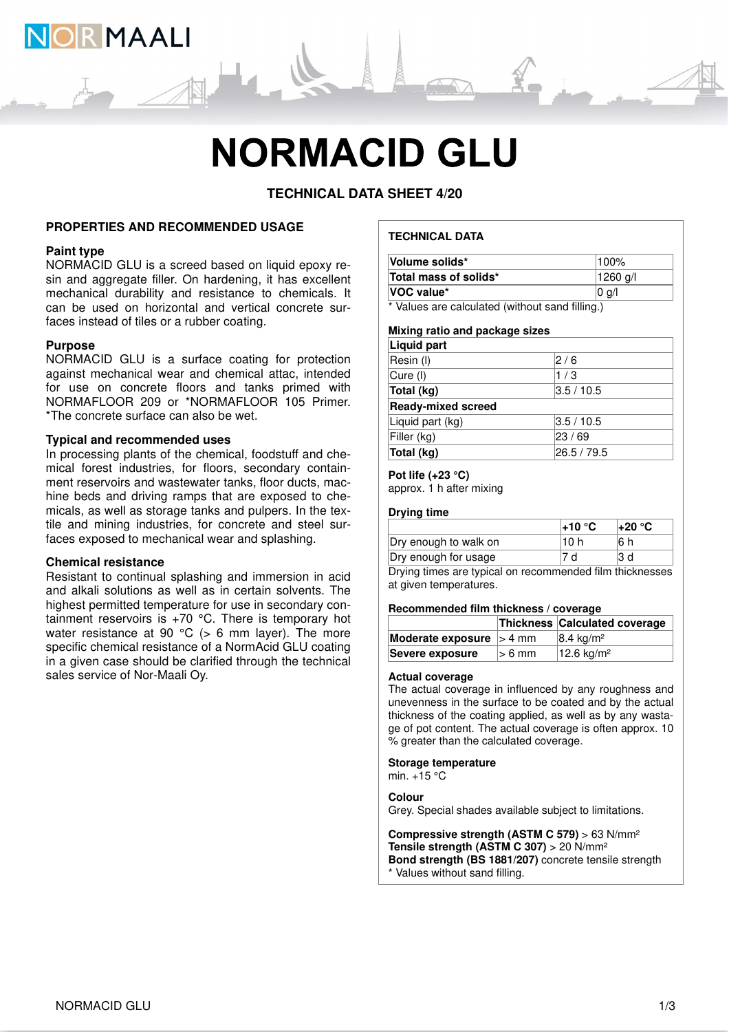# NORMACID GLU

**TECHNICAL DATA SHEET 4/20**

## PROPERTIES AND RECOMMENDED USAGE

### Paint type

NORMACID GLU is a screed based on liquid epoxy resin and aggregate filler. On hardening, it has excellent mechanical durability and resistance to chemicals. It can be used on horizontal and vertical concrete surfaces instead of tiles or a rubber coating.

### Purpose

NORMACID GLU is a surface coating for protection against mechanical wear and chemical attac, intended for use on concrete floors and tanks primed with NORMAFLOOR 209 or *NORMAFLOOR 105 Primer. *The concrete surface can also be wet.

### Typical and recommended uses

In processing plants of the chemical, foodstuff and chemical forest industries, for floors, secondary containment reservoirs and wastewater tanks, floor ducts, machine beds and driving ramps that are exposed to chemicals, as well as storage tanks and pulpers. In the textile and mining industries, for concrete and steel surfaces exposed to mechanical wear and splashing.

### Chemical resistance

Resistant to continual splashing and immersion in acid and alkali solutions as well as in certain solvents. The highest permitted temperature for use in secondary containment reservoirs is +70 °C. There is temporary hot water resistance at 90 °C (> 6 mm layer). The more specific chemical resistance of a NormAcid GLU coating in a given case should be clarified through the technical sales service of Nor-Maali Oy.

## TECHNICAL DATA

| | |
|---|---|
| **Volume solids*** | 100% |
| **Total mass of solids*** | 1260 g/l |
| **VOC value*** | 0 g/l |

\* Values are calculated (without sand filling.)

### Mixing ratio and package sizes

| **Liquid part** | |
|---|---|
| Resin (l) | 2 / 6 |
| Cure (l) | 1 / 3 |
| **Total (kg)** | 3.5 / 10.5 |
| **Ready-mixed screed** | |
| Liquid part (kg) | 3.5 / 10.5 |
| Filler (kg) | 23 / 69 |
| **Total (kg)** | 26.5 / 79.5 |

### Pot life (+23 °C)

approx. 1 h after mixing

### Drying time

| | **+10 °C** | **+20 °C** |
|---|---|---|
| Dry enough to walk on | 10 h | 6 h |
| Dry enough for usage | 7 d | 3 d |

Drying times are typical on recommended film thicknesses at given temperatures.

### Recommended film thickness / coverage

| | **Thickness** | **Calculated coverage** |
|---|---|---|
| **Moderate exposure** | > 4 mm | 8.4 kg/m² |
| **Severe exposure** | > 6 mm | 12.6 kg/m² |

### Actual coverage

The actual coverage in influenced by any roughness and unevenness in the surface to be coated and by the actual thickness of the coating applied, as well as by any wastage of pot content. The actual coverage is often approx. 10 % greater than the calculated coverage.

### Storage temperature

min. +15 °C

### Colour

Grey. Special shades available subject to limitations.

**Compressive strength (ASTM C 579)** > 63 N/mm²  
**Tensile strength (ASTM C 307)** > 20 N/mm²  
**Bond strength (BS 1881/207)** concrete tensile strength  
\* Values without sand filling.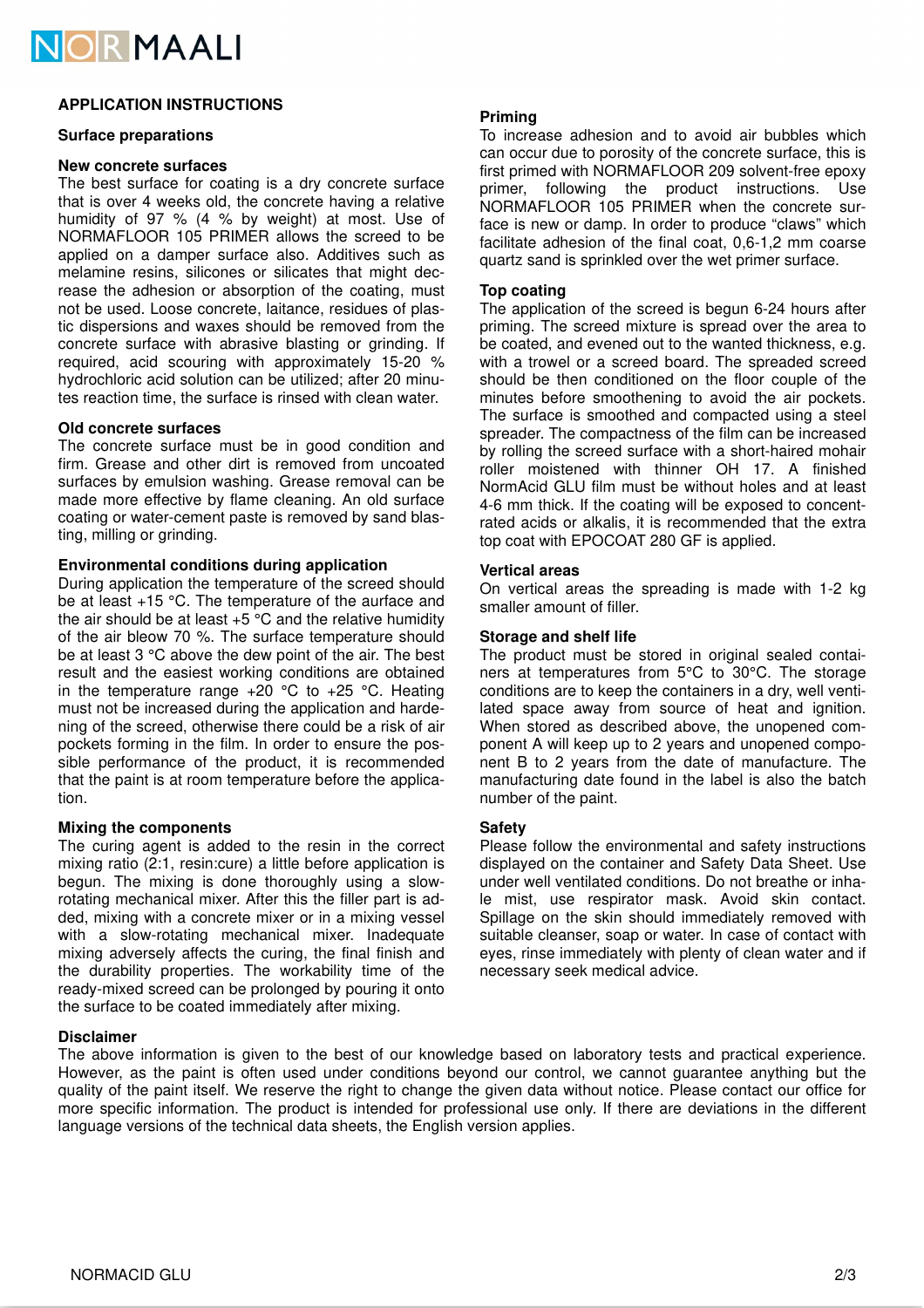## APPLICATION INSTRUCTIONS

### Surface preparations

#### New concrete surfaces

The best surface for coating is a dry concrete surface that is over 4 weeks old, the concrete having a relative humidity of 97 % (4 % by weight) at most. Use of NORMAFLOOR 105 PRIMER allows the screed to be applied on a damper surface also. Additives such as melamine resins, silicones or silicates that might decrease the adhesion or absorption of the coating, must not be used. Loose concrete, laitance, residues of plastic dispersions and waxes should be removed from the concrete surface with abrasive blasting or grinding. If required, acid scouring with approximately 15-20 % hydrochloric acid solution can be utilized; after 20 minutes reaction time, the surface is rinsed with clean water.

#### Old concrete surfaces

The concrete surface must be in good condition and firm. Grease and other dirt is removed from uncoated surfaces by emulsion washing. Grease removal can be made more effective by flame cleaning. An old surface coating or water-cement paste is removed by sand blasting, milling or grinding.

#### Environmental conditions during application

During application the temperature of the screed should be at least +15 °C. The temperature of the aurface and the air should be at least +5 °C and the relative humidity of the air bleow 70 %. The surface temperature should be at least 3 °C above the dew point of the air. The best result and the easiest working conditions are obtained in the temperature range +20 °C to +25 °C. Heating must not be increased during the application and hardening of the screed, otherwise there could be a risk of air pockets forming in the film. In order to ensure the possible performance of the product, it is recommended that the paint is at room temperature before the application.

#### Mixing the components

The curing agent is added to the resin in the correct mixing ratio (2:1, resin:cure) a little before application is begun. The mixing is done thoroughly using a slow-rotating mechanical mixer. After this the filler part is added, mixing with a concrete mixer or in a mixing vessel with a slow-rotating mechanical mixer. Inadequate mixing adversely affects the curing, the final finish and the durability properties. The workability time of the ready-mixed screed can be prolonged by pouring it onto the surface to be coated immediately after mixing.

#### Priming

To increase adhesion and to avoid air bubbles which can occur due to porosity of the concrete surface, this is first primed with NORMAFLOOR 209 solvent-free epoxy primer, following the product instructions. Use NORMAFLOOR 105 PRIMER when the concrete surface is new or damp. In order to produce "claws" which facilitate adhesion of the final coat, 0,6-1,2 mm coarse quartz sand is sprinkled over the wet primer surface.

#### Top coating

The application of the screed is begun 6-24 hours after priming. The screed mixture is spread over the area to be coated, and evened out to the wanted thickness, e.g. with a trowel or a screed board. The spreaded screed should be then conditioned on the floor couple of the minutes before smoothening to avoid the air pockets. The surface is smoothed and compacted using a steel spreader. The compactness of the film can be increased by rolling the screed surface with a short-haired mohair roller moistened with thinner OH 17. A finished NormAcid GLU film must be without holes and at least 4-6 mm thick. If the coating will be exposed to concentrated acids or alkalis, it is recommended that the extra top coat with EPOCOAT 280 GF is applied.

#### Vertical areas

On vertical areas the spreading is made with 1-2 kg smaller amount of filler.

#### Storage and shelf life

The product must be stored in original sealed containers at temperatures from 5°C to 30°C. The storage conditions are to keep the containers in a dry, well ventilated space away from source of heat and ignition. When stored as described above, the unopened component A will keep up to 2 years and unopened component B to 2 years from the date of manufacture. The manufacturing date found in the label is also the batch number of the paint.

#### Safety

Please follow the environmental and safety instructions displayed on the container and Safety Data Sheet. Use under well ventilated conditions. Do not breathe or inhale mist, use respirator mask. Avoid skin contact. Spillage on the skin should immediately removed with suitable cleanser, soap or water. In case of contact with eyes, rinse immediately with plenty of clean water and if necessary seek medical advice.

#### Disclaimer

The above information is given to the best of our knowledge based on laboratory tests and practical experience. However, as the paint is often used under conditions beyond our control, we cannot guarantee anything but the quality of the paint itself. We reserve the right to change the given data without notice. Please contact our office for more specific information. The product is intended for professional use only. If there are deviations in the different language versions of the technical data sheets, the English version applies.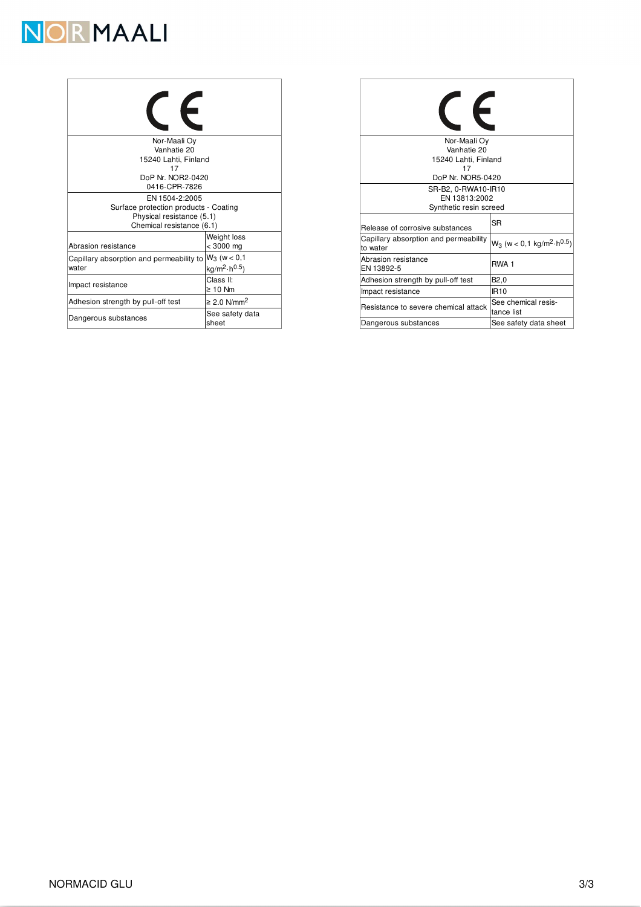CE

Nor-Maali Oy
Vanhatie 20
15240 Lahti, Finland
17
DoP Nr. NOR2-0420
0416-CPR-7826

EN 1504-2:2005
Surface protection products - Coating
Physical resistance (5.1)
Chemical resistance (6.1)

| | |
|---|---|
| Abrasion resistance | Weight loss < 3000 mg |
| Capillary absorption and permeability to water | $W_3$ ($w < 0,1$ $kg/m^2 \cdot h^{0.5}$) |
| Impact resistance | Class II: ≥ 10 Nm |
| Adhesion strength by pull-off test | ≥ 2.0 $N/mm^2$ |
| Dangerous substances | See safety data sheet |

CE

Nor-Maali Oy
Vanhatie 20
15240 Lahti, Finland
17
DoP Nr. NOR5-0420

SR-B2, 0-RWA10-IR10
EN 13813:2002
Synthetic resin screed

| | |
|---|---|
| Release of corrosive substances | SR |
| Capillary absorption and permeability to water | $W_3$ ($w < 0,1$ $kg/m^2 \cdot h^{0.5}$) |
| Abrasion resistance EN 13892-5 | RWA 1 |
| Adhesion strength by pull-off test | B2,0 |
| Impact resistance | IR10 |
| Resistance to severe chemical attack | See chemical resistance list |
| Dangerous substances | See safety data sheet |